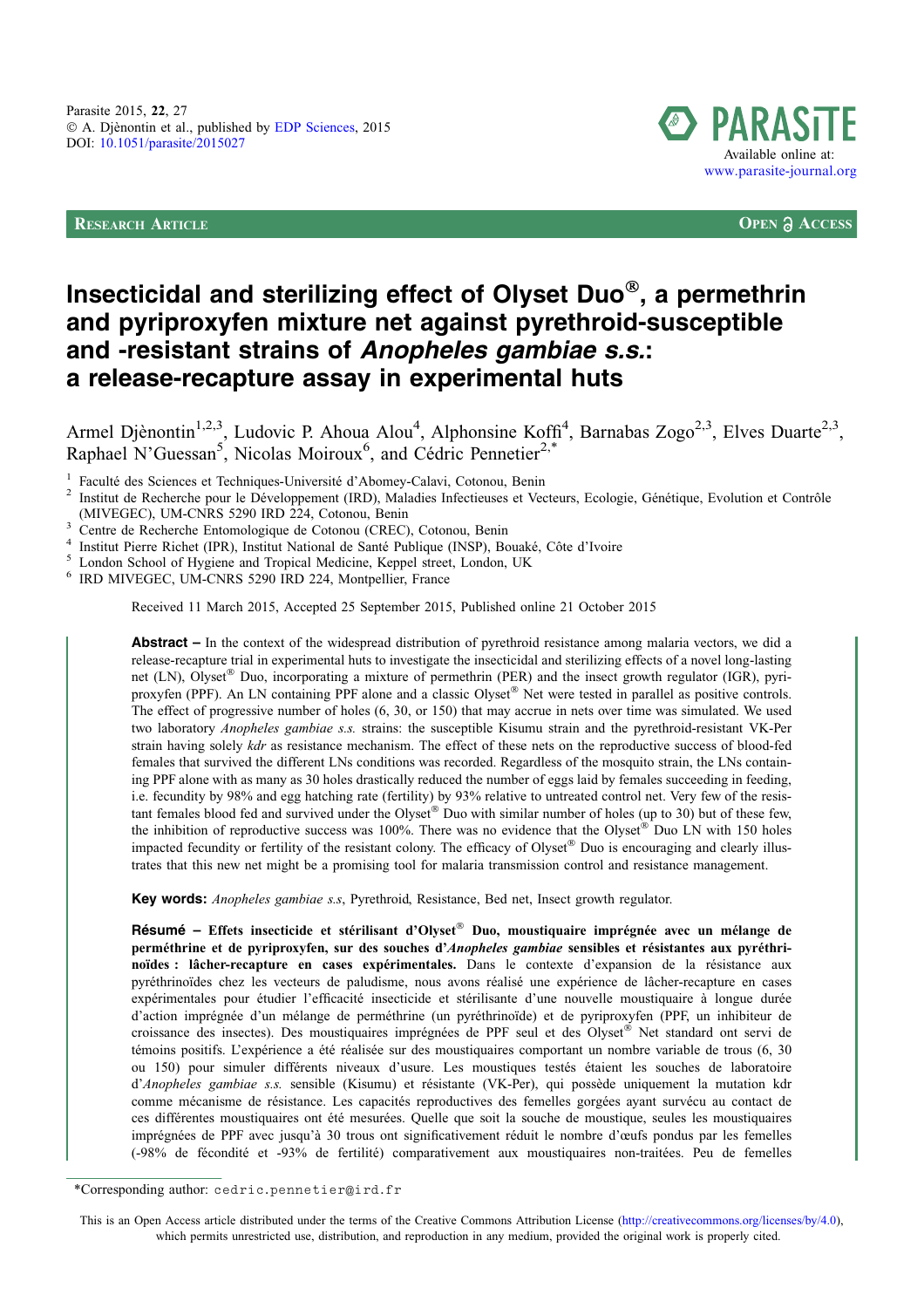# Insecticidal and sterilizing effect of Olyset Duo®, a permethrin and pyriproxyfen mixture net against pyrethroid-susceptible and -resistant strains of *Anopheles gambiae s.s.*: a release-recapture assay in experimental huts

Armel Djènontin[1,2,3], Ludovic P. Ahoua Alou[4], Alphonsine Koffi[4], Barnabas Zogo[2,3], Elves Duarte[2,3], Raphael N'Guessan[5], Nicolas Moiroux[6], and Cédric Pennetier[2,*]

1. Faculté des Sciences et Techniques-Université d'Abomey-Calavi, Cotonou, Benin
2. Institut de Recherche pour le Développement (IRD), Maladies Infectieuses et Vecteurs, Ecologie, Génétique, Evolution et Contrôle (MIVEGEC), UM-CNRS 5290 IRD 224, Cotonou, Benin
3. Centre de Recherche Entomologique de Cotonou (CREC), Cotonou, Benin
4. Institut Pierre Richet (IPR), Institut National de Santé Publique (INSP), Bouaké, Côte d'Ivoire
5. London School of Hygiene and Tropical Medicine, Keppel street, London, UK
6. IRD MIVEGEC, UM-CNRS 5290 IRD 224, Montpellier, France

Received 11 March 2015, Accepted 25 September 2015, Published online 21 October 2015

**Abstract** – In the context of the widespread distribution of pyrethroid resistance among malaria vectors, we did a release-recapture trial in experimental huts to investigate the insecticidal and sterilizing effects of a novel long-lasting net (LN), Olyset® Duo, incorporating a mixture of permethrin (PER) and the insect growth regulator (IGR), pyriproxyfen (PPF). An LN containing PPF alone and a classic Olyset® Net were tested in parallel as positive controls. The effect of progressive number of holes (6, 30, or 150) that may accrue in nets over time was simulated. We used two laboratory *Anopheles gambiae s.s.* strains: the susceptible Kisumu strain and the pyrethroid-resistant VK-Per strain having solely *kdr* as resistance mechanism. The effect of these nets on the reproductive success of blood-fed females that survived the different LNs conditions was recorded. Regardless of the mosquito strain, the LNs containing PPF alone with as many as 30 holes drastically reduced the number of eggs laid by females succeeding in feeding, i.e. fecundity by 98% and egg hatching rate (fertility) by 93% relative to untreated control net. Very few of the resistant females blood fed and survived under the Olyset® Duo with similar number of holes (up to 30) but of these few, the inhibition of reproductive success was 100%. There was no evidence that the Olyset® Duo LN with 150 holes impacted fecundity or fertility of the resistant colony. The efficacy of Olyset® Duo is encouraging and clearly illustrates that this new net might be a promising tool for malaria transmission control and resistance management.

**Key words:** *Anopheles gambiae s.s*, Pyrethroid, Resistance, Bed net, Insect growth regulator.

**Résumé – Effets insecticide et stérilisant d'Olyset® Duo, moustiquaire imprégnée avec un mélange de perméthrine et de pyriproxyfen, sur des souches d'*Anopheles gambiae* sensibles et résistantes aux pyréthrinoïdes : lâcher-recapture en cases expérimentales.** Dans le contexte d'expansion de la résistance aux pyréthrinoïdes chez les vecteurs de paludisme, nous avons réalisé une expérience de lâcher-recapture en cases expérimentales pour étudier l'efficacité insecticide et stérilisante d'une nouvelle moustiquaire à longue durée d'action imprégnée d'un mélange de perméthrine (un pyréthrinoïde) et de pyriproxyfen (PPF, un inhibiteur de croissance des insectes). Des moustiquaires imprégnées de PPF seul et des Olyset® Net standard ont servi de témoins positifs. L'expérience a été réalisée sur des moustiquaires comportant un nombre variable de trous (6, 30 ou 150) pour simuler différents niveaux d'usure. Les moustiques testés étaient les souches de laboratoire d'*Anopheles gambiae s.s.* sensible (Kisumu) et résistante (VK-Per), qui possède uniquement la mutation kdr comme mécanisme de résistance. Les capacités reproductives des femelles gorgées ayant survécu au contact de ces différentes moustiquaires ont été mesurées. Quelle que soit la souche de moustique, seules les moustiquaires imprégnées de PPF avec jusqu'à 30 trous ont significativement réduit le nombre d'œufs pondus par les femelles (-98% de fécondité et -93% de fertilité) comparativement aux moustiquaires non-traitées. Peu de femelles

*Corresponding author: cedric.pennetier@ird.fr

This is an Open Access article distributed under the terms of the Creative Commons Attribution License (http://creativecommons.org/licenses/by/4.0), which permits unrestricted use, distribution, and reproduction in any medium, provided the original work is properly cited.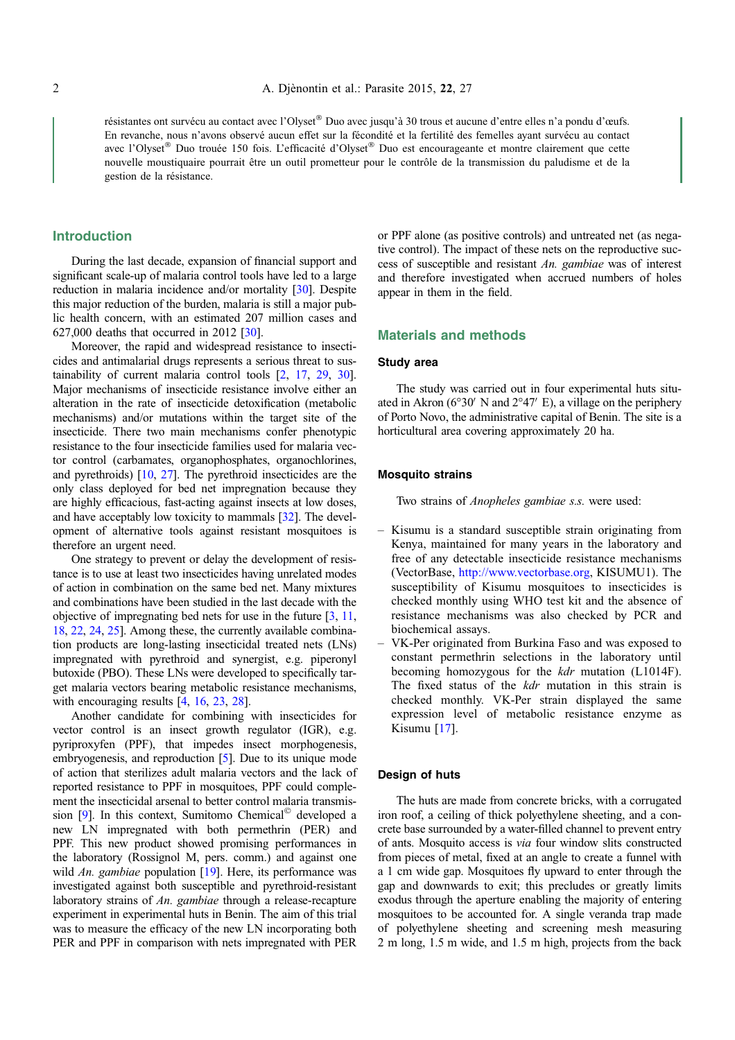résistantes ont survécu au contact avec l'Olyset® Duo avec jusqu'à 30 trous et aucune d'entre elles n'a pondu d'œufs. En revanche, nous n'avons observé aucun effet sur la fécondité et la fertilité des femelles ayant survécu au contact avec l'Olyset® Duo trouée 150 fois. L'efficacité d'Olyset® Duo est encourageante et montre clairement que cette nouvelle moustiquaire pourrait être un outil prometteur pour le contrôle de la transmission du paludisme et de la gestion de la résistance.

## Introduction

During the last decade, expansion of financial support and significant scale-up of malaria control tools have led to a large reduction in malaria incidence and/or mortality [30]. Despite this major reduction of the burden, malaria is still a major public health concern, with an estimated 207 million cases and 627,000 deaths that occurred in 2012 [30].

Moreover, the rapid and widespread resistance to insecticides and antimalarial drugs represents a serious threat to sustainability of current malaria control tools [2, 17, 29, 30]. Major mechanisms of insecticide resistance involve either an alteration in the rate of insecticide detoxification (metabolic mechanisms) and/or mutations within the target site of the insecticide. There two main mechanisms confer phenotypic resistance to the four insecticide families used for malaria vector control (carbamates, organophosphates, organochlorines, and pyrethroids) [10, 27]. The pyrethroid insecticides are the only class deployed for bed net impregnation because they are highly efficacious, fast-acting against insects at low doses, and have acceptably low toxicity to mammals [32]. The development of alternative tools against resistant mosquitoes is therefore an urgent need.

One strategy to prevent or delay the development of resistance is to use at least two insecticides having unrelated modes of action in combination on the same bed net. Many mixtures and combinations have been studied in the last decade with the objective of impregnating bed nets for use in the future [3, 11, 18, 22, 24, 25]. Among these, the currently available combination products are long-lasting insecticidal treated nets (LNs) impregnated with pyrethroid and synergist, e.g. piperonyl butoxide (PBO). These LNs were developed to specifically target malaria vectors bearing metabolic resistance mechanisms, with encouraging results [4, 16, 23, 28].

Another candidate for combining with insecticides for vector control is an insect growth regulator (IGR), e.g. pyriproxyfen (PPF), that impedes insect morphogenesis, embryogenesis, and reproduction [5]. Due to its unique mode of action that sterilizes adult malaria vectors and the lack of reported resistance to PPF in mosquitoes, PPF could complement the insecticidal arsenal to better control malaria transmission [9]. In this context, Sumitomo Chemical© developed a new LN impregnated with both permethrin (PER) and PPF. This new product showed promising performances in the laboratory (Rossignol M, pers. comm.) and against one wild *An. gambiae* population [19]. Here, its performance was investigated against both susceptible and pyrethroid-resistant laboratory strains of *An. gambiae* through a release-recapture experiment in experimental huts in Benin. The aim of this trial was to measure the efficacy of the new LN incorporating both PER and PPF in comparison with nets impregnated with PER or PPF alone (as positive controls) and untreated net (as negative control). The impact of these nets on the reproductive success of susceptible and resistant *An. gambiae* was of interest and therefore investigated when accrued numbers of holes appear in them in the field.

## Materials and methods

### Study area

The study was carried out in four experimental huts situated in Akron (6°30′ N and 2°47′ E), a village on the periphery of Porto Novo, the administrative capital of Benin. The site is a horticultural area covering approximately 20 ha.

### Mosquito strains

Two strains of *Anopheles gambiae s.s.* were used:

- Kisumu is a standard susceptible strain originating from Kenya, maintained for many years in the laboratory and free of any detectable insecticide resistance mechanisms (VectorBase, http://www.vectorbase.org, KISUMU1). The susceptibility of Kisumu mosquitoes to insecticides is checked monthly using WHO test kit and the absence of resistance mechanisms was also checked by PCR and biochemical assays.
- VK-Per originated from Burkina Faso and was exposed to constant permethrin selections in the laboratory until becoming homozygous for the *kdr* mutation (L1014F). The fixed status of the *kdr* mutation in this strain is checked monthly. VK-Per strain displayed the same expression level of metabolic resistance enzyme as Kisumu [17].

### Design of huts

The huts are made from concrete bricks, with a corrugated iron roof, a ceiling of thick polyethylene sheeting, and a concrete base surrounded by a water-filled channel to prevent entry of ants. Mosquito access is *via* four window slits constructed from pieces of metal, fixed at an angle to create a funnel with a 1 cm wide gap. Mosquitoes fly upward to enter through the gap and downwards to exit; this precludes or greatly limits exodus through the aperture enabling the majority of entering mosquitoes to be accounted for. A single veranda trap made of polyethylene sheeting and screening mesh measuring 2 m long, 1.5 m wide, and 1.5 m high, projects from the back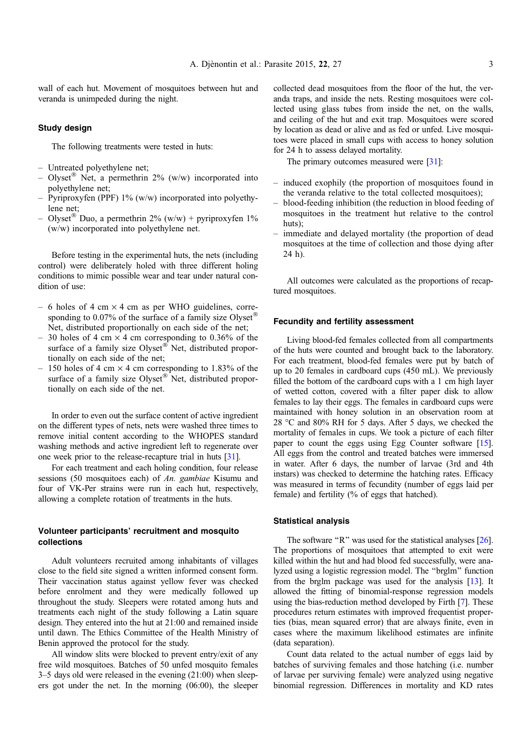wall of each hut. Movement of mosquitoes between hut and veranda is unimpeded during the night.

### Study design

The following treatments were tested in huts:

- Untreated polyethylene net;
- Olyset® Net, a permethrin 2% (w/w) incorporated into polyethylene net;
- Pyriproxyfen (PPF) 1% (w/w) incorporated into polyethylene net;
- Olyset® Duo, a permethrin 2% (w/w) + pyriproxyfen 1% (w/w) incorporated into polyethylene net.

Before testing in the experimental huts, the nets (including control) were deliberately holed with three different holing conditions to mimic possible wear and tear under natural condition of use:

- 6 holes of 4 cm × 4 cm as per WHO guidelines, corresponding to 0.07% of the surface of a family size Olyset® Net, distributed proportionally on each side of the net;
- 30 holes of 4 cm × 4 cm corresponding to 0.36% of the surface of a family size Olyset® Net, distributed proportionally on each side of the net;
- 150 holes of 4 cm × 4 cm corresponding to 1.83% of the surface of a family size Olyset® Net, distributed proportionally on each side of the net.

In order to even out the surface content of active ingredient on the different types of nets, nets were washed three times to remove initial content according to the WHOPES standard washing methods and active ingredient left to regenerate over one week prior to the release-recapture trial in huts [31].

For each treatment and each holing condition, four release sessions (50 mosquitoes each) of *An. gambiae* Kisumu and four of VK-Per strains were run in each hut, respectively, allowing a complete rotation of treatments in the huts.

### Volunteer participants' recruitment and mosquito collections

Adult volunteers recruited among inhabitants of villages close to the field site signed a written informed consent form. Their vaccination status against yellow fever was checked before enrolment and they were medically followed up throughout the study. Sleepers were rotated among huts and treatments each night of the study following a Latin square design. They entered into the hut at 21:00 and remained inside until dawn. The Ethics Committee of the Health Ministry of Benin approved the protocol for the study.

All window slits were blocked to prevent entry/exit of any free wild mosquitoes. Batches of 50 unfed mosquito females 3–5 days old were released in the evening (21:00) when sleepers got under the net. In the morning (06:00), the sleeper collected dead mosquitoes from the floor of the hut, the veranda traps, and inside the nets. Resting mosquitoes were collected using glass tubes from inside the net, on the walls, and ceiling of the hut and exit trap. Mosquitoes were scored by location as dead or alive and as fed or unfed. Live mosquitoes were placed in small cups with access to honey solution for 24 h to assess delayed mortality.

The primary outcomes measured were [31]:

- induced exophily (the proportion of mosquitoes found in the veranda relative to the total collected mosquitoes);
- blood-feeding inhibition (the reduction in blood feeding of mosquitoes in the treatment hut relative to the control huts);
- immediate and delayed mortality (the proportion of dead mosquitoes at the time of collection and those dying after 24 h).

All outcomes were calculated as the proportions of recaptured mosquitoes.

### Fecundity and fertility assessment

Living blood-fed females collected from all compartments of the huts were counted and brought back to the laboratory. For each treatment, blood-fed females were put by batch of up to 20 females in cardboard cups (450 mL). We previously filled the bottom of the cardboard cups with a 1 cm high layer of wetted cotton, covered with a filter paper disk to allow females to lay their eggs. The females in cardboard cups were maintained with honey solution in an observation room at 28 °C and 80% RH for 5 days. After 5 days, we checked the mortality of females in cups. We took a picture of each filter paper to count the eggs using Egg Counter software [15]. All eggs from the control and treated batches were immersed in water. After 6 days, the number of larvae (3rd and 4th instars) was checked to determine the hatching rates. Efficacy was measured in terms of fecundity (number of eggs laid per female) and fertility (% of eggs that hatched).

### Statistical analysis

The software "R" was used for the statistical analyses [26]. The proportions of mosquitoes that attempted to exit were killed within the hut and had blood fed successfully, were analyzed using a logistic regression model. The "brglm" function from the brglm package was used for the analysis [13]. It allowed the fitting of binomial-response regression models using the bias-reduction method developed by Firth [7]. These procedures return estimates with improved frequentist properties (bias, mean squared error) that are always finite, even in cases where the maximum likelihood estimates are infinite (data separation).

Count data related to the actual number of eggs laid by batches of surviving females and those hatching (i.e. number of larvae per surviving female) were analyzed using negative binomial regression. Differences in mortality and KD rates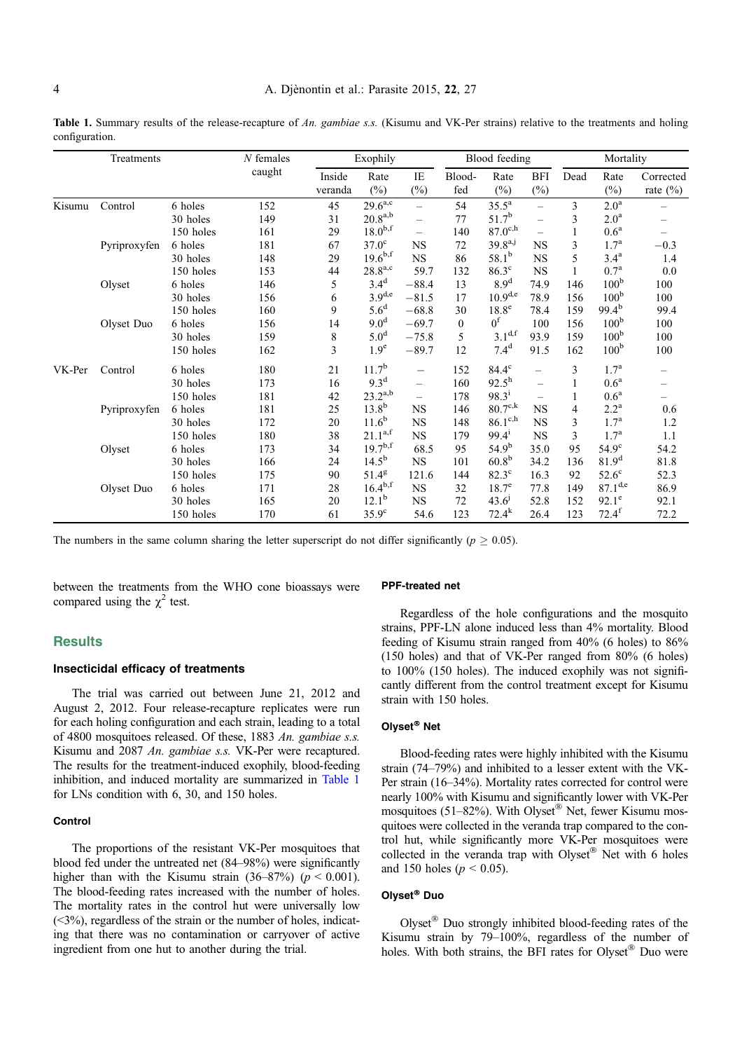**Table 1.** Summary results of the release-recapture of *An. gambiae s.s.* (Kisumu and VK-Per strains) relative to the treatments and holing configuration.

| Treatments | | | N females caught | Exophily | | | Blood feeding | | | Mortality | | |
|---|---|---|---|---|---|---|---|---|---|---|---|---|
| | | | | Inside veranda | Rate (%) | IE (%) | Blood-fed | Rate (%) | BFI (%) | Dead | Rate (%) | Corrected rate (%) |
| Kisumu | Control | 6 holes | 152 | 45 | $29.6^{a,c}$ | – | 54 | $35.5^{a}$ | – | 3 | $2.0^{a}$ | – |
| | | 30 holes | 149 | 31 | $20.8^{a,b}$ | – | 77 | $51.7^{b}$ | – | 3 | $2.0^{a}$ | – |
| | | 150 holes | 161 | 29 | $18.0^{b,f}$ | – | 140 | $87.0^{c,h}$ | – | 1 | $0.6^{a}$ | – |
| | Pyriproxyfen | 6 holes | 181 | 67 | $37.0^{c}$ | NS | 72 | $39.8^{a,j}$ | NS | 3 | $1.7^{a}$ | −0.3 |
| | | 30 holes | 148 | 29 | $19.6^{b,f}$ | NS | 86 | $58.1^{b}$ | NS | 5 | $3.4^{a}$ | 1.4 |
| | | 150 holes | 153 | 44 | $28.8^{a,c}$ | 59.7 | 132 | $86.3^{c}$ | NS | 1 | $0.7^{a}$ | 0.0 |
| | Olyset | 6 holes | 146 | 5 | $3.4^{d}$ | −88.4 | 13 | $8.9^{d}$ | 74.9 | 146 | $100^{b}$ | 100 |
| | | 30 holes | 156 | 6 | $3.9^{d,e}$ | −81.5 | 17 | $10.9^{d,e}$ | 78.9 | 156 | $100^{b}$ | 100 |
| | | 150 holes | 160 | 9 | $5.6^{d}$ | −68.8 | 30 | $18.8^{e}$ | 78.4 | 159 | $99.4^{b}$ | 99.4 |
| | Olyset Duo | 6 holes | 156 | 14 | $9.0^{d}$ | −69.7 | 0 | $0^{f}$ | 100 | 156 | $100^{b}$ | 100 |
| | | 30 holes | 159 | 8 | $5.0^{d}$ | −75.8 | 5 | $3.1^{d,f}$ | 93.9 | 159 | $100^{b}$ | 100 |
| | | 150 holes | 162 | 3 | $1.9^{e}$ | −89.7 | 12 | $7.4^{d}$ | 91.5 | 162 | $100^{b}$ | 100 |
| VK-Per | Control | 6 holes | 180 | 21 | $11.7^{b}$ | – | 152 | $84.4^{c}$ | – | 3 | $1.7^{a}$ | – |
| | | 30 holes | 173 | 16 | $9.3^{d}$ | – | 160 | $92.5^{h}$ | – | 1 | $0.6^{a}$ | – |
| | | 150 holes | 181 | 42 | $23.2^{a,b}$ | – | 178 | $98.3^{i}$ | – | 1 | $0.6^{a}$ | – |
| | Pyriproxyfen | 6 holes | 181 | 25 | $13.8^{b}$ | NS | 146 | $80.7^{c,k}$ | NS | 4 | $2.2^{a}$ | 0.6 |
| | | 30 holes | 172 | 20 | $11.6^{b}$ | NS | 148 | $86.1^{c,h}$ | NS | 3 | $1.7^{a}$ | 1.2 |
| | | 150 holes | 180 | 38 | $21.1^{a,f}$ | NS | 179 | $99.4^{i}$ | NS | 3 | $1.7^{a}$ | 1.1 |
| | Olyset | 6 holes | 173 | 34 | $19.7^{b,f}$ | 68.5 | 95 | $54.9^{b}$ | 35.0 | 95 | $54.9^{c}$ | 54.2 |
| | | 30 holes | 166 | 24 | $14.5^{b}$ | NS | 101 | $60.8^{b}$ | 34.2 | 136 | $81.9^{d}$ | 81.8 |
| | | 150 holes | 175 | 90 | $51.4^{g}$ | 121.6 | 144 | $82.3^{c}$ | 16.3 | 92 | $52.6^{c}$ | 52.3 |
| | Olyset Duo | 6 holes | 171 | 28 | $16.4^{b,f}$ | NS | 32 | $18.7^{e}$ | 77.8 | 149 | $87.1^{d,e}$ | 86.9 |
| | | 30 holes | 165 | 20 | $12.1^{b}$ | NS | 72 | $43.6^{j}$ | 52.8 | 152 | $92.1^{e}$ | 92.1 |
| | | 150 holes | 170 | 61 | $35.9^{c}$ | 54.6 | 123 | $72.4^{k}$ | 26.4 | 123 | $72.4^{f}$ | 72.2 |

The numbers in the same column sharing the letter superscript do not differ significantly ($p \geq 0.05$).

between the treatments from the WHO cone bioassays were compared using the $\chi^2$ test.

## Results

### Insecticidal efficacy of treatments

The trial was carried out between June 21, 2012 and August 2, 2012. Four release-recapture replicates were run for each holing configuration and each strain, leading to a total of 4800 mosquitoes released. Of these, 1883 *An. gambiae s.s.* Kisumu and 2087 *An. gambiae s.s.* VK-Per were recaptured. The results for the treatment-induced exophily, blood-feeding inhibition, and induced mortality are summarized in Table 1 for LNs condition with 6, 30, and 150 holes.

#### Control

The proportions of the resistant VK-Per mosquitoes that blood fed under the untreated net (84–98%) were significantly higher than with the Kisumu strain (36–87%) ($p < 0.001$). The blood-feeding rates increased with the number of holes. The mortality rates in the control hut were universally low (<3%), regardless of the strain or the number of holes, indicating that there was no contamination or carryover of active ingredient from one hut to another during the trial.

#### PPF-treated net

Regardless of the hole configurations and the mosquito strains, PPF-LN alone induced less than 4% mortality. Blood feeding of Kisumu strain ranged from 40% (6 holes) to 86% (150 holes) and that of VK-Per ranged from 80% (6 holes) to 100% (150 holes). The induced exophily was not significantly different from the control treatment except for Kisumu strain with 150 holes.

#### Olyset® Net

Blood-feeding rates were highly inhibited with the Kisumu strain (74–79%) and inhibited to a lesser extent with the VK-Per strain (16–34%). Mortality rates corrected for control were nearly 100% with Kisumu and significantly lower with VK-Per mosquitoes (51–82%). With Olyset® Net, fewer Kisumu mosquitoes were collected in the veranda trap compared to the control hut, while significantly more VK-Per mosquitoes were collected in the veranda trap with Olyset® Net with 6 holes and 150 holes ($p < 0.05$).

#### Olyset® Duo

Olyset® Duo strongly inhibited blood-feeding rates of the Kisumu strain by 79–100%, regardless of the number of holes. With both strains, the BFI rates for Olyset® Duo were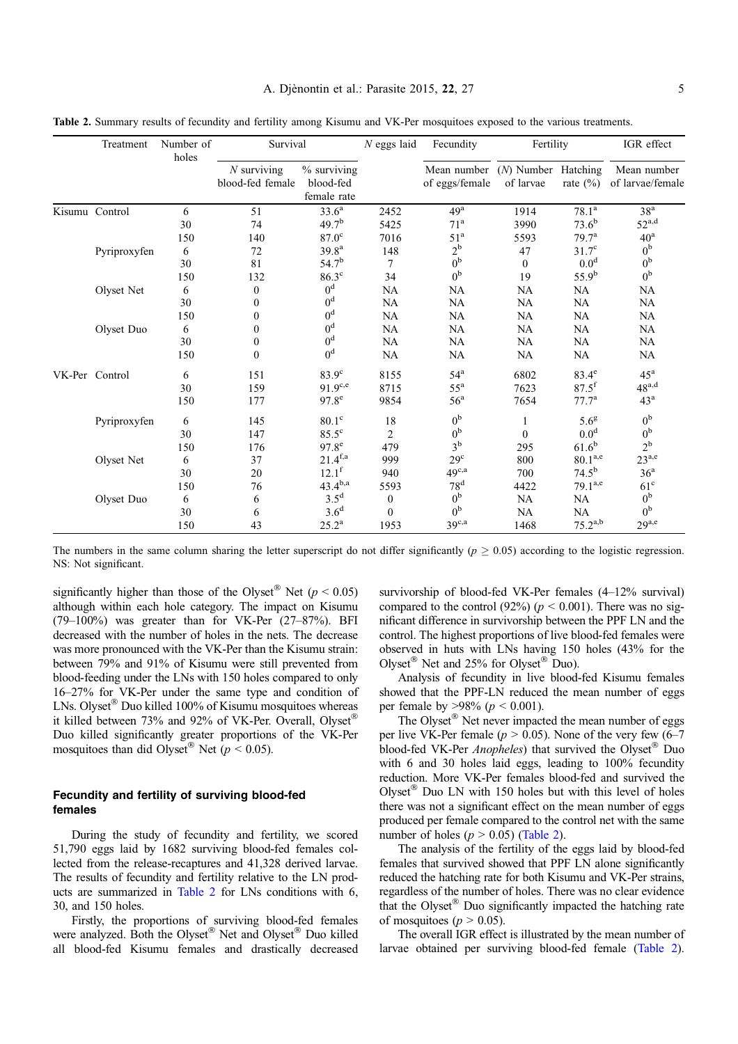**Table 2.** Summary results of fecundity and fertility among Kisumu and VK-Per mosquitoes exposed to the various treatments.

| | Treatment | Number of holes | Survival | | *N* eggs laid | Fecundity | Fertility | | IGR effect |
|---|---|---|---|---|---|---|---|---|---|
| | | | *N* surviving blood-fed female | % surviving blood-fed female rate | | Mean number of eggs/female | (*N*) Number of larvae | Hatching rate (%) | Mean number of larvae/female |
| Kisumu | Control | 6 | 51 | 33.6[a] | 2452 | 49[a] | 1914 | 78.1[a] | 38[a] |
| | | 30 | 74 | 49.7[b] | 5425 | 71[a] | 3990 | 73.6[b] | 52[a,d] |
| | | 150 | 140 | 87.0[c] | 7016 | 51[a] | 5593 | 79.7[a] | 40[a] |
| | Pyriproxyfen | 6 | 72 | 39.8[a] | 148 | 2[b] | 47 | 31.7[c] | 0[b] |
| | | 30 | 81 | 54.7[b] | 7 | 0[b] | 0 | 0.0[d] | 0[b] |
| | | 150 | 132 | 86.3[c] | 34 | 0[b] | 19 | 55.9[b] | 0[b] |
| | Olyset Net | 6 | 0 | 0[d] | NA | NA | NA | NA | NA |
| | | 30 | 0 | 0[d] | NA | NA | NA | NA | NA |
| | | 150 | 0 | 0[d] | NA | NA | NA | NA | NA |
| | Olyset Duo | 6 | 0 | 0[d] | NA | NA | NA | NA | NA |
| | | 30 | 0 | 0[d] | NA | NA | NA | NA | NA |
| | | 150 | 0 | 0[d] | NA | NA | NA | NA | NA |
| VK-Per | Control | 6 | 151 | 83.9[c] | 8155 | 54[a] | 6802 | 83.4[e] | 45[a] |
| | | 30 | 159 | 91.9[c,e] | 8715 | 55[a] | 7623 | 87.5[f] | 48[a,d] |
| | | 150 | 177 | 97.8[e] | 9854 | 56[a] | 7654 | 77.7[a] | 43[a] |
| | Pyriproxyfen | 6 | 145 | 80.1[c] | 18 | 0[b] | 1 | 5.6[g] | 0[b] |
| | | 30 | 147 | 85.5[c] | 2 | 0[b] | 0 | 0.0[d] | 0[b] |
| | | 150 | 176 | 97.8[e] | 479 | 3[b] | 295 | 61.6[b] | 2[b] |
| | Olyset Net | 6 | 37 | 21.4[f,a] | 999 | 29[c] | 800 | 80.1[a,e] | 23[a,e] |
| | | 30 | 20 | 12.1[f] | 940 | 49[c,a] | 700 | 74.5[b] | 36[a] |
| | | 150 | 76 | 43.4[b,a] | 5593 | 78[d] | 4422 | 79.1[a,e] | 61[c] |
| | Olyset Duo | 6 | 6 | 3.5[d] | 0 | 0[b] | NA | NA | 0[b] |
| | | 30 | 6 | 3.6[d] | 0 | 0[b] | NA | NA | 0[b] |
| | | 150 | 43 | 25.2[a] | 1953 | 39[c,a] | 1468 | 75.2[a,b] | 29[a,e] |

The numbers in the same column sharing the letter superscript do not differ significantly ($p \geq 0.05$) according to the logistic regression. NS: Not significant.

significantly higher than those of the Olyset® Net ($p < 0.05$) although within each hole category. The impact on Kisumu (79–100%) was greater than for VK-Per (27–87%). BFI decreased with the number of holes in the nets. The decrease was more pronounced with the VK-Per than the Kisumu strain: between 79% and 91% of Kisumu were still prevented from blood-feeding under the LNs with 150 holes compared to only 16–27% for VK-Per under the same type and condition of LNs. Olyset® Duo killed 100% of Kisumu mosquitoes whereas it killed between 73% and 92% of VK-Per. Overall, Olyset® Duo killed significantly greater proportions of the VK-Per mosquitoes than did Olyset® Net ($p < 0.05$).

### Fecundity and fertility of surviving blood-fed females

During the study of fecundity and fertility, we scored 51,790 eggs laid by 1682 surviving blood-fed females collected from the release-recaptures and 41,328 derived larvae. The results of fecundity and fertility relative to the LN products are summarized in Table 2 for LNs conditions with 6, 30, and 150 holes.

Firstly, the proportions of surviving blood-fed females were analyzed. Both the Olyset® Net and Olyset® Duo killed all blood-fed Kisumu females and drastically decreased survivorship of blood-fed VK-Per females (4–12% survival) compared to the control (92%) ($p < 0.001$). There was no significant difference in survivorship between the PPF LN and the control. The highest proportions of live blood-fed females were observed in huts with LNs having 150 holes (43% for the Olyset® Net and 25% for Olyset® Duo).

Analysis of fecundity in live blood-fed Kisumu females showed that the PPF-LN reduced the mean number of eggs per female by >98% ($p < 0.001$).

The Olyset® Net never impacted the mean number of eggs per live VK-Per female ($p > 0.05$). None of the very few (6–7 blood-fed VK-Per *Anopheles*) that survived the Olyset® Duo with 6 and 30 holes laid eggs, leading to 100% fecundity reduction. More VK-Per females blood-fed and survived the Olyset® Duo LN with 150 holes but with this level of holes there was not a significant effect on the mean number of eggs produced per female compared to the control net with the same number of holes ($p > 0.05$) (Table 2).

The analysis of the fertility of the eggs laid by blood-fed females that survived showed that PPF LN alone significantly reduced the hatching rate for both Kisumu and VK-Per strains, regardless of the number of holes. There was no clear evidence that the Olyset® Duo significantly impacted the hatching rate of mosquitoes ($p > 0.05$).

The overall IGR effect is illustrated by the mean number of larvae obtained per surviving blood-fed female (Table 2).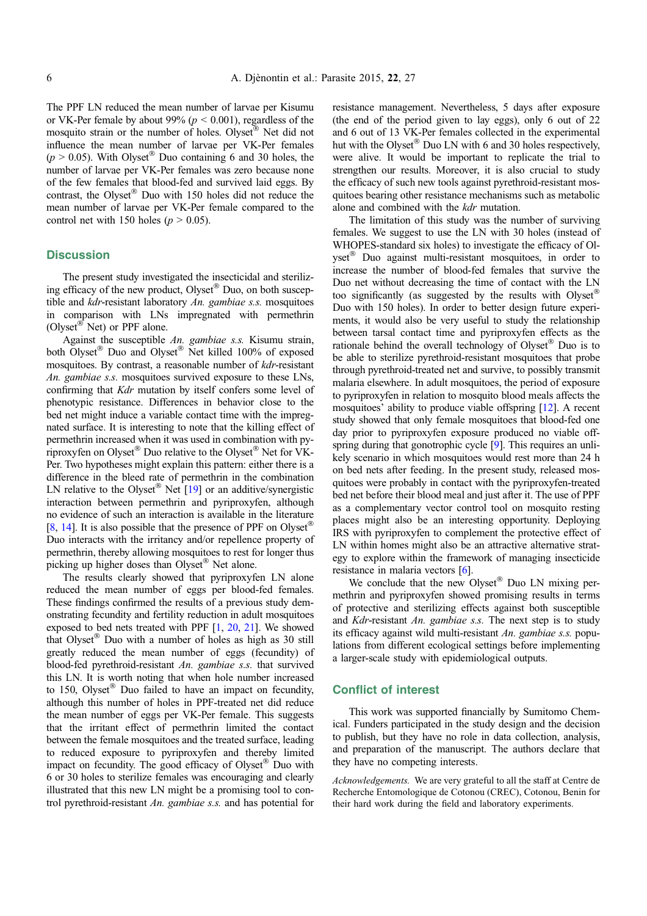The PPF LN reduced the mean number of larvae per Kisumu or VK-Per female by about 99% ($p < 0.001$), regardless of the mosquito strain or the number of holes. Olyset® Net did not influence the mean number of larvae per VK-Per females ($p > 0.05$). With Olyset® Duo containing 6 and 30 holes, the number of larvae per VK-Per females was zero because none of the few females that blood-fed and survived laid eggs. By contrast, the Olyset® Duo with 150 holes did not reduce the mean number of larvae per VK-Per female compared to the control net with 150 holes ($p > 0.05$).

## Discussion

The present study investigated the insecticidal and sterilizing efficacy of the new product, Olyset® Duo, on both susceptible and *kdr*-resistant laboratory *An. gambiae s.s.* mosquitoes in comparison with LNs impregnated with permethrin (Olyset® Net) or PPF alone.

Against the susceptible *An. gambiae s.s.* Kisumu strain, both Olyset® Duo and Olyset® Net killed 100% of exposed mosquitoes. By contrast, a reasonable number of *kdr*-resistant *An. gambiae s.s.* mosquitoes survived exposure to these LNs, confirming that *Kdr* mutation by itself confers some level of phenotypic resistance. Differences in behavior close to the bed net might induce a variable contact time with the impregnated surface. It is interesting to note that the killing effect of permethrin increased when it was used in combination with pyriproxyfen on Olyset® Duo relative to the Olyset® Net for VK-Per. Two hypotheses might explain this pattern: either there is a difference in the bleed rate of permethrin in the combination LN relative to the Olyset® Net [19] or an additive/synergistic interaction between permethrin and pyriproxyfen, although no evidence of such an interaction is available in the literature [8, 14]. It is also possible that the presence of PPF on Olyset® Duo interacts with the irritancy and/or repellence property of permethrin, thereby allowing mosquitoes to rest for longer thus picking up higher doses than Olyset® Net alone.

The results clearly showed that pyriproxyfen LN alone reduced the mean number of eggs per blood-fed females. These findings confirmed the results of a previous study demonstrating fecundity and fertility reduction in adult mosquitoes exposed to bed nets treated with PPF [1, 20, 21]. We showed that Olyset® Duo with a number of holes as high as 30 still greatly reduced the mean number of eggs (fecundity) of blood-fed pyrethroid-resistant *An. gambiae s.s.* that survived this LN. It is worth noting that when hole number increased to 150, Olyset® Duo failed to have an impact on fecundity, although this number of holes in PPF-treated net did reduce the mean number of eggs per VK-Per female. This suggests that the irritant effect of permethrin limited the contact between the female mosquitoes and the treated surface, leading to reduced exposure to pyriproxyfen and thereby limited impact on fecundity. The good efficacy of Olyset® Duo with 6 or 30 holes to sterilize females was encouraging and clearly illustrated that this new LN might be a promising tool to control pyrethroid-resistant *An. gambiae s.s.* and has potential for resistance management. Nevertheless, 5 days after exposure (the end of the period given to lay eggs), only 6 out of 22 and 6 out of 13 VK-Per females collected in the experimental hut with the Olyset® Duo LN with 6 and 30 holes respectively, were alive. It would be important to replicate the trial to strengthen our results. Moreover, it is also crucial to study the efficacy of such new tools against pyrethroid-resistant mosquitoes bearing other resistance mechanisms such as metabolic alone and combined with the *kdr* mutation.

The limitation of this study was the number of surviving females. We suggest to use the LN with 30 holes (instead of WHOPES-standard six holes) to investigate the efficacy of Olyset® Duo against multi-resistant mosquitoes, in order to increase the number of blood-fed females that survive the Duo net without decreasing the time of contact with the LN too significantly (as suggested by the results with Olyset® Duo with 150 holes). In order to better design future experiments, it would also be very useful to study the relationship between tarsal contact time and pyriproxyfen effects as the rationale behind the overall technology of Olyset® Duo is to be able to sterilize pyrethroid-resistant mosquitoes that probe through pyrethroid-treated net and survive, to possibly transmit malaria elsewhere. In adult mosquitoes, the period of exposure to pyriproxyfen in relation to mosquito blood meals affects the mosquitoes' ability to produce viable offspring [12]. A recent study showed that only female mosquitoes that blood-fed one day prior to pyriproxyfen exposure produced no viable offspring during that gonotrophic cycle [9]. This requires an unlikely scenario in which mosquitoes would rest more than 24 h on bed nets after feeding. In the present study, released mosquitoes were probably in contact with the pyriproxyfen-treated bed net before their blood meal and just after it. The use of PPF as a complementary vector control tool on mosquito resting places might also be an interesting opportunity. Deploying IRS with pyriproxyfen to complement the protective effect of LN within homes might also be an attractive alternative strategy to explore within the framework of managing insecticide resistance in malaria vectors [6].

We conclude that the new Olyset® Duo LN mixing permethrin and pyriproxyfen showed promising results in terms of protective and sterilizing effects against both susceptible and *Kdr*-resistant *An. gambiae s.s.* The next step is to study its efficacy against wild multi-resistant *An. gambiae s.s.* populations from different ecological settings before implementing a larger-scale study with epidemiological outputs.

## Conflict of interest

This work was supported financially by Sumitomo Chemical. Funders participated in the study design and the decision to publish, but they have no role in data collection, analysis, and preparation of the manuscript. The authors declare that they have no competing interests.

*Acknowledgements.* We are very grateful to all the staff at Centre de Recherche Entomologique de Cotonou (CREC), Cotonou, Benin for their hard work during the field and laboratory experiments.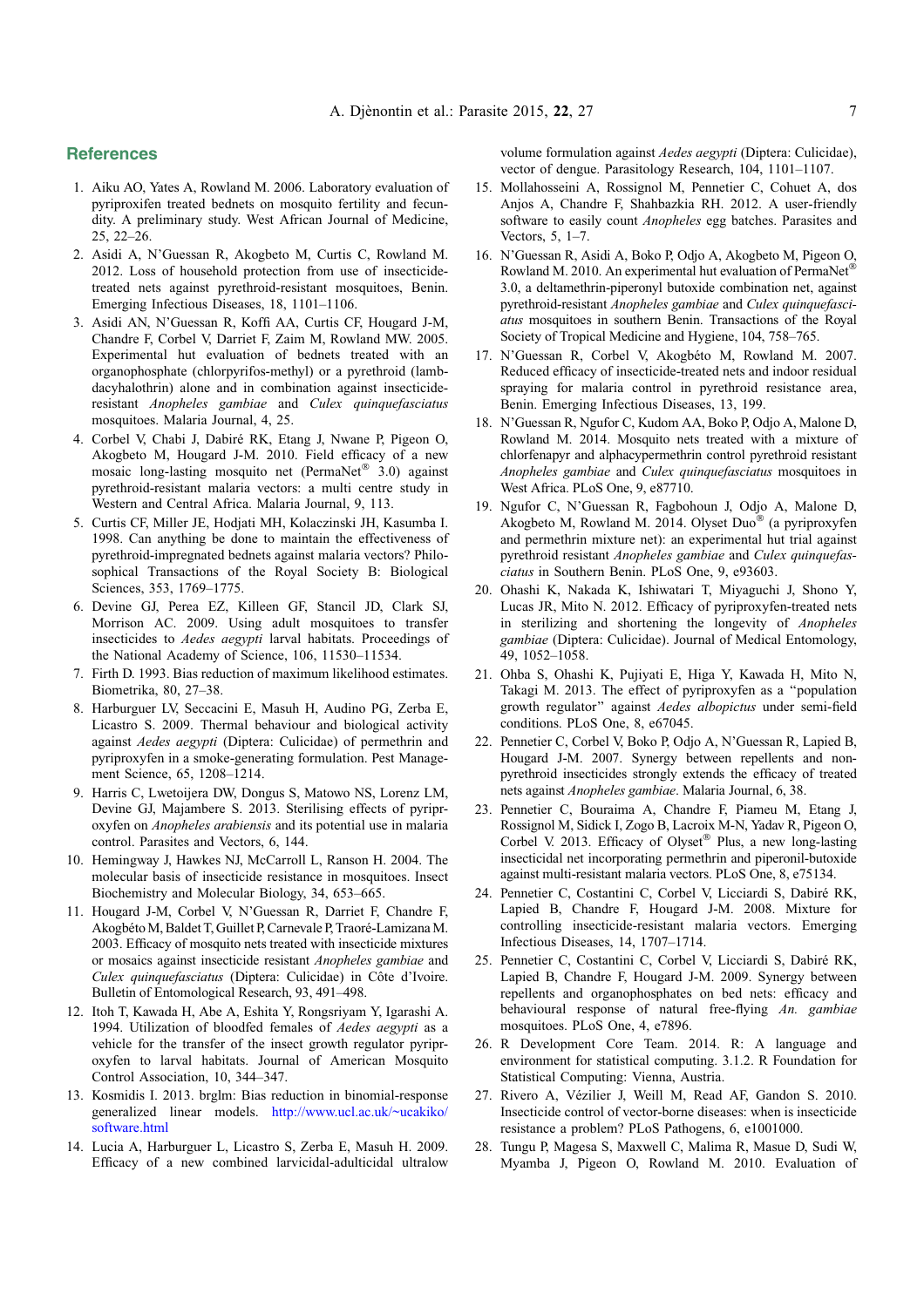## References

1. Aiku AO, Yates A, Rowland M. 2006. Laboratory evaluation of pyriproxifen treated bednets on mosquito fertility and fecundity. A preliminary study. West African Journal of Medicine, 25, 22–26.
2. Asidi A, N'Guessan R, Akogbeto M, Curtis C, Rowland M. 2012. Loss of household protection from use of insecticide-treated nets against pyrethroid-resistant mosquitoes, Benin. Emerging Infectious Diseases, 18, 1101–1106.
3. Asidi AN, N'Guessan R, Koffi AA, Curtis CF, Hougard J-M, Chandre F, Corbel V, Darriet F, Zaim M, Rowland MW. 2005. Experimental hut evaluation of bednets treated with an organophosphate (chlorpyrifos-methyl) or a pyrethroid (lambdacyhalothrin) alone and in combination against insecticide-resistant *Anopheles gambiae* and *Culex quinquefasciatus* mosquitoes. Malaria Journal, 4, 25.
4. Corbel V, Chabi J, Dabiré RK, Etang J, Nwane P, Pigeon O, Akogbeto M, Hougard J-M. 2010. Field efficacy of a new mosaic long-lasting mosquito net (PermaNet® 3.0) against pyrethroid-resistant malaria vectors: a multi centre study in Western and Central Africa. Malaria Journal, 9, 113.
5. Curtis CF, Miller JE, Hodjati MH, Kolaczinski JH, Kasumba I. 1998. Can anything be done to maintain the effectiveness of pyrethroid-impregnated bednets against malaria vectors? Philosophical Transactions of the Royal Society B: Biological Sciences, 353, 1769–1775.
6. Devine GJ, Perea EZ, Killeen GF, Stancil JD, Clark SJ, Morrison AC. 2009. Using adult mosquitoes to transfer insecticides to *Aedes aegypti* larval habitats. Proceedings of the National Academy of Science, 106, 11530–11534.
7. Firth D. 1993. Bias reduction of maximum likelihood estimates. Biometrika, 80, 27–38.
8. Harburguer LV, Seccacini E, Masuh H, Audino PG, Zerba E, Licastro S. 2009. Thermal behaviour and biological activity against *Aedes aegypti* (Diptera: Culicidae) of permethrin and pyriproxyfen in a smoke-generating formulation. Pest Management Science, 65, 1208–1214.
9. Harris C, Lwetoijera DW, Dongus S, Matowo NS, Lorenz LM, Devine GJ, Majambere S. 2013. Sterilising effects of pyriproxyfen on *Anopheles arabiensis* and its potential use in malaria control. Parasites and Vectors, 6, 144.
10. Hemingway J, Hawkes NJ, McCarroll L, Ranson H. 2004. The molecular basis of insecticide resistance in mosquitoes. Insect Biochemistry and Molecular Biology, 34, 653–665.
11. Hougard J-M, Corbel V, N'Guessan R, Darriet F, Chandre F, Akogbéto M, Baldet T, Guillet P, Carnevale P, Traoré-Lamizana M. 2003. Efficacy of mosquito nets treated with insecticide mixtures or mosaics against insecticide resistant *Anopheles gambiae* and *Culex quinquefasciatus* (Diptera: Culicidae) in Côte d'Ivoire. Bulletin of Entomological Research, 93, 491–498.
12. Itoh T, Kawada H, Abe A, Eshita Y, Rongsriyam Y, Igarashi A. 1994. Utilization of bloodfed females of *Aedes aegypti* as a vehicle for the transfer of the insect growth regulator pyriproxyfen to larval habitats. Journal of American Mosquito Control Association, 10, 344–347.
13. Kosmidis I. 2013. brglm: Bias reduction in binomial-response generalized linear models. http://www.ucl.ac.uk/~ucakiko/software.html
14. Lucia A, Harburguer L, Licastro S, Zerba E, Masuh H. 2009. Efficacy of a new combined larvicidal-adulticidal ultralow volume formulation against *Aedes aegypti* (Diptera: Culicidae), vector of dengue. Parasitology Research, 104, 1101–1107.
15. Mollahosseini A, Rossignol M, Pennetier C, Cohuet A, dos Anjos A, Chandre F, Shahbazkia RH. 2012. A user-friendly software to easily count *Anopheles* egg batches. Parasites and Vectors, 5, 1–7.
16. N'Guessan R, Asidi A, Boko P, Odjo A, Akogbeto M, Pigeon O, Rowland M. 2010. An experimental hut evaluation of PermaNet® 3.0, a deltamethrin-piperonyl butoxide combination net, against pyrethroid-resistant *Anopheles gambiae* and *Culex quinquefasciatus* mosquitoes in southern Benin. Transactions of the Royal Society of Tropical Medicine and Hygiene, 104, 758–765.
17. N'Guessan R, Corbel V, Akogbéto M, Rowland M. 2007. Reduced efficacy of insecticide-treated nets and indoor residual spraying for malaria control in pyrethroid resistance area, Benin. Emerging Infectious Diseases, 13, 199.
18. N'Guessan R, Ngufor C, Kudom AA, Boko P, Odjo A, Malone D, Rowland M. 2014. Mosquito nets treated with a mixture of chlorfenapyr and alphacypermethrin control pyrethroid resistant *Anopheles gambiae* and *Culex quinquefasciatus* mosquitoes in West Africa. PLoS One, 9, e87710.
19. Ngufor C, N'Guessan R, Fagbohoun J, Odjo A, Malone D, Akogbeto M, Rowland M. 2014. Olyset Duo® (a pyriproxyfen and permethrin mixture net): an experimental hut trial against pyrethroid resistant *Anopheles gambiae* and *Culex quinquefasciatus* in Southern Benin. PLoS One, 9, e93603.
20. Ohashi K, Nakada K, Ishiwatari T, Miyaguchi J, Shono Y, Lucas JR, Mito N. 2012. Efficacy of pyriproxyfen-treated nets in sterilizing and shortening the longevity of *Anopheles gambiae* (Diptera: Culicidae). Journal of Medical Entomology, 49, 1052–1058.
21. Ohba S, Ohashi K, Pujiyati E, Higa Y, Kawada H, Mito N, Takagi M. 2013. The effect of pyriproxyfen as a "population growth regulator" against *Aedes albopictus* under semi-field conditions. PLoS One, 8, e67045.
22. Pennetier C, Corbel V, Boko P, Odjo A, N'Guessan R, Lapied B, Hougard J-M. 2007. Synergy between repellents and non-pyrethroid insecticides strongly extends the efficacy of treated nets against *Anopheles gambiae*. Malaria Journal, 6, 38.
23. Pennetier C, Bouraima A, Chandre F, Piameu M, Etang J, Rossignol M, Sidick I, Zogo B, Lacroix M-N, Yadav R, Pigeon O, Corbel V. 2013. Efficacy of Olyset® Plus, a new long-lasting insecticidal net incorporating permethrin and piperonil-butoxide against multi-resistant malaria vectors. PLoS One, 8, e75134.
24. Pennetier C, Costantini C, Corbel V, Licciardi S, Dabiré RK, Lapied B, Chandre F, Hougard J-M. 2008. Mixture for controlling insecticide-resistant malaria vectors. Emerging Infectious Diseases, 14, 1707–1714.
25. Pennetier C, Costantini C, Corbel V, Licciardi S, Dabiré RK, Lapied B, Chandre F, Hougard J-M. 2009. Synergy between repellents and organophosphates on bed nets: efficacy and behavioural response of natural free-flying *An. gambiae* mosquitoes. PLoS One, 4, e7896.
26. R Development Core Team. 2014. R: A language and environment for statistical computing. 3.1.2. R Foundation for Statistical Computing: Vienna, Austria.
27. Rivero A, Vézilier J, Weill M, Read AF, Gandon S. 2010. Insecticide control of vector-borne diseases: when is insecticide resistance a problem? PLoS Pathogens, 6, e1001000.
28. Tungu P, Magesa S, Maxwell C, Malima R, Masue D, Sudi W, Myamba J, Pigeon O, Rowland M. 2010. Evaluation of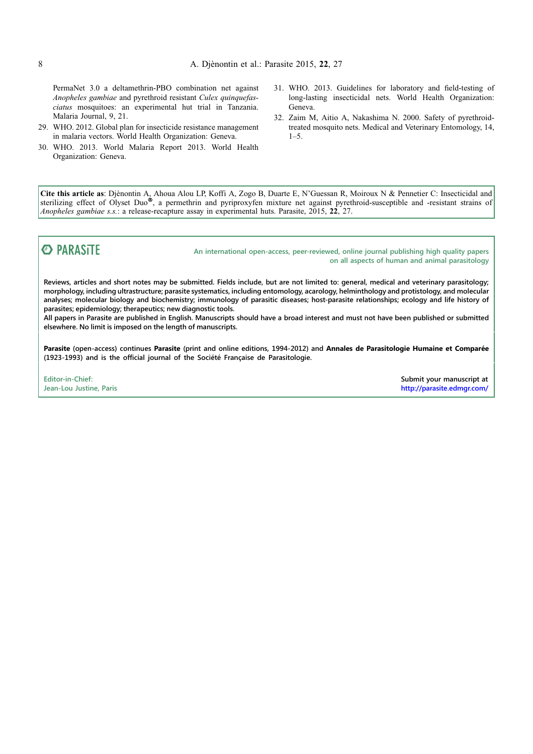PermaNet 3.0 a deltamethrin-PBO combination net against *Anopheles gambiae* and pyrethroid resistant *Culex quinquefasciatus* mosquitoes: an experimental hut trial in Tanzania. Malaria Journal, 9, 21.

29. WHO. 2012. Global plan for insecticide resistance management in malaria vectors. World Health Organization: Geneva.
30. WHO. 2013. World Malaria Report 2013. World Health Organization: Geneva.
31. WHO. 2013. Guidelines for laboratory and field-testing of long-lasting insecticidal nets. World Health Organization: Geneva.
32. Zaim M, Aitio A, Nakashima N. 2000. Safety of pyrethroid-treated mosquito nets. Medical and Veterinary Entomology, 14, 1–5.

**Cite this article as**: Djènontin A, Ahoua Alou LP, Koffi A, Zogo B, Duarte E, N'Guessan R, Moiroux N & Pennetier C: Insecticidal and sterilizing effect of Olyset Duo®, a permethrin and pyriproxyfen mixture net against pyrethroid-susceptible and -resistant strains of *Anopheles gambiae s.s.*: a release-recapture assay in experimental huts. Parasite, 2015, **22**, 27.

**PARASITE**

An international open-access, peer-reviewed, online journal publishing high quality papers on all aspects of human and animal parasitology

Reviews, articles and short notes may be submitted. Fields include, but are not limited to: general, medical and veterinary parasitology; morphology, including ultrastructure; parasite systematics, including entomology, acarology, helminthology and protistology, and molecular analyses; molecular biology and biochemistry; immunology of parasitic diseases; host-parasite relationships; ecology and life history of parasites; epidemiology; therapeutics; new diagnostic tools.
All papers in Parasite are published in English. Manuscripts should have a broad interest and must not have been published or submitted elsewhere. No limit is imposed on the length of manuscripts.

**Parasite** (open-access) continues **Parasite** (print and online editions, 1994-2012) and **Annales de Parasitologie Humaine et Comparée** (1923-1993) and is the official journal of the Société Française de Parasitologie.

Editor-in-Chief:
Jean-Lou Justine, Paris

Submit your manuscript at
http://parasite.edmgr.com/